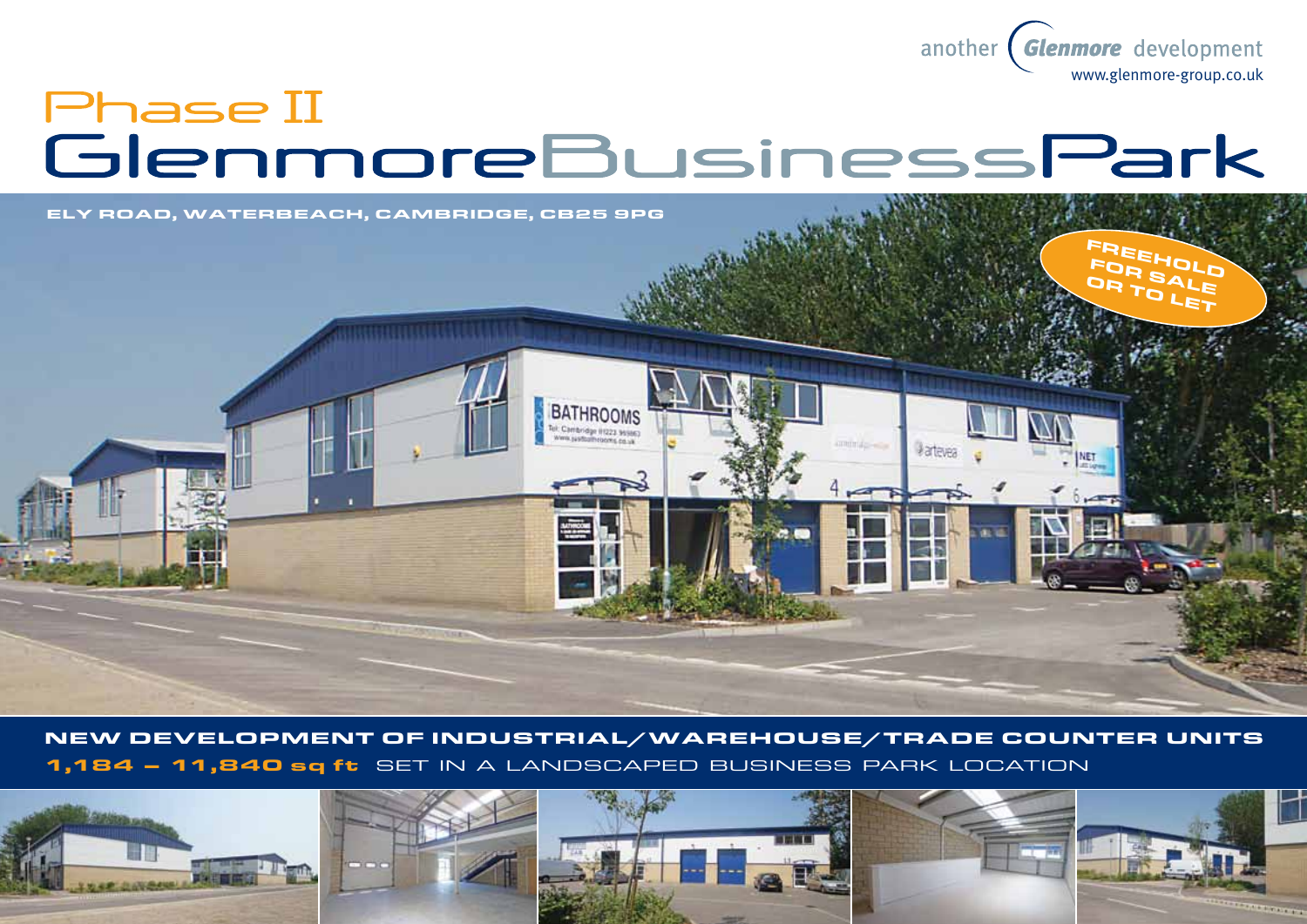another Glenmore development
www.glenmore-group.co.uk

# Phase II
# Glenmore Business Park

**ELY ROAD, WATERBEACH, CAMBRIDGE, CB25 9PG**

**FREEHOLD FOR SALE OR TO LET**

**NEW DEVELOPMENT OF INDUSTRIAL/WAREHOUSE/TRADE COUNTER UNITS**

**1,184 – 11,840 sq ft** SET IN A LANDSCAPED BUSINESS PARK LOCATION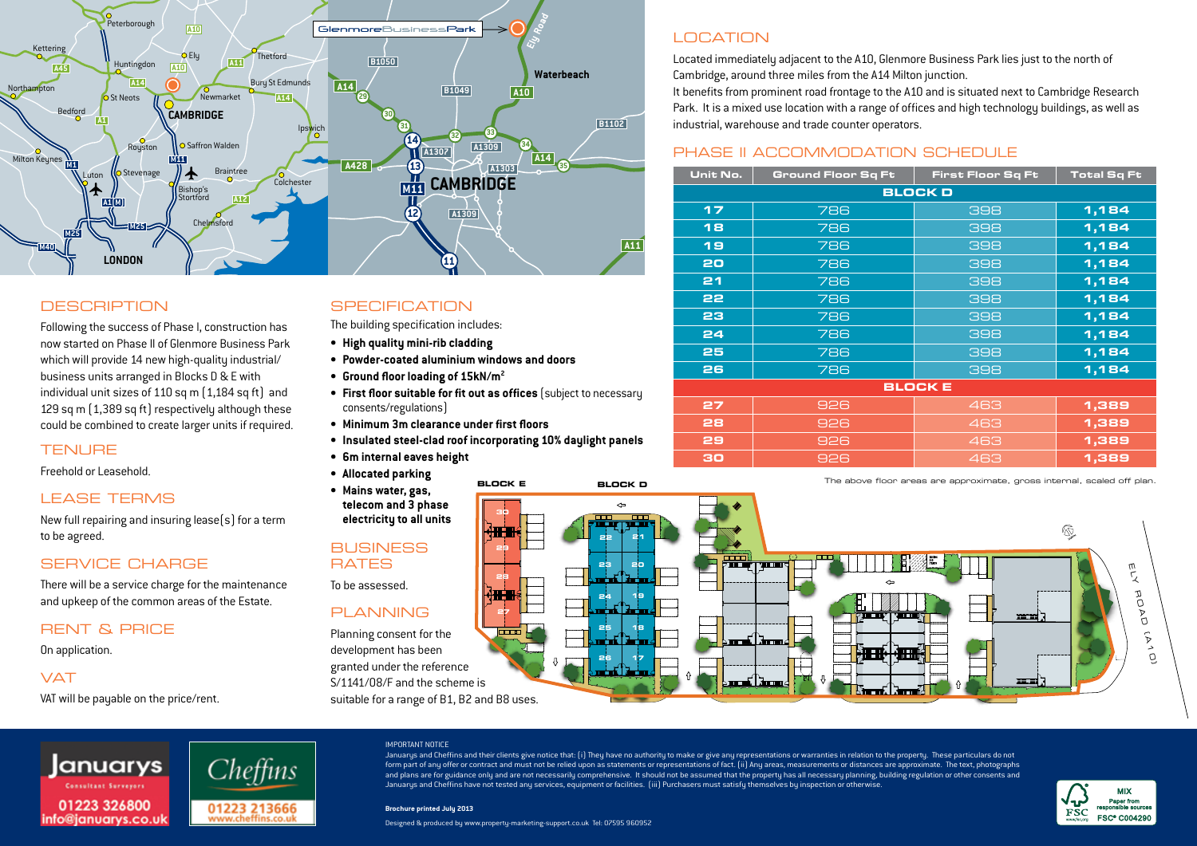## LOCATION

Located immediately adjacent to the A10, Glenmore Business Park lies just to the north of Cambridge, around three miles from the A14 Milton junction.

It benefits from prominent road frontage to the A10 and is situated next to Cambridge Research Park. It is a mixed use location with a range of offices and high technology buildings, as well as industrial, warehouse and trade counter operators.

## PHASE II ACCOMMODATION SCHEDULE

| Unit No. | Ground Floor Sq Ft | First Floor Sq Ft | Total Sq Ft |
|---|---|---|---|
| **BLOCK D** | | | |
| 17 | 786 | 398 | 1,184 |
| 18 | 786 | 398 | 1,184 |
| 19 | 786 | 398 | 1,184 |
| 20 | 786 | 398 | 1,184 |
| 21 | 786 | 398 | 1,184 |
| 22 | 786 | 398 | 1,184 |
| 23 | 786 | 398 | 1,184 |
| 24 | 786 | 398 | 1,184 |
| 25 | 786 | 398 | 1,184 |
| 26 | 786 | 398 | 1,184 |
| **BLOCK E** | | | |
| 27 | 926 | 463 | 1,389 |
| 28 | 926 | 463 | 1,389 |
| 29 | 926 | 463 | 1,389 |
| 30 | 926 | 463 | 1,389 |

The above floor areas are approximate, gross internal, scaled off plan.

## DESCRIPTION

Following the success of Phase I, construction has now started on Phase II of Glenmore Business Park which will provide 14 new high-quality industrial/ business units arranged in Blocks D & E with individual unit sizes of 110 sq m (1,184 sq ft) and 129 sq m (1,389 sq ft) respectively although these could be combined to create larger units if required.

## TENURE

Freehold or Leasehold.

## LEASE TERMS

New full repairing and insuring lease(s) for a term to be agreed.

## SERVICE CHARGE

There will be a service charge for the maintenance and upkeep of the common areas of the Estate.

## RENT & PRICE

On application.

## VAT

VAT will be payable on the price/rent.

## SPECIFICATION

The building specification includes:

- **High quality mini-rib cladding**
- **Powder-coated aluminium windows and doors**
- **Ground floor loading of 15kN/m$^2$**
- **First floor suitable for fit out as offices** (subject to necessary consents/regulations)
- **Minimum 3m clearance under first floors**
- **Insulated steel-clad roof incorporating 10% daylight panels**
- **6m internal eaves height**
- **Allocated parking**
- **Mains water, gas, telecom and 3 phase electricity to all units**

## BUSINESS RATES

To be assessed.

## PLANNING

Planning consent for the development has been granted under the reference S/1141/08/F and the scheme is suitable for a range of B1, B2 and B8 uses.

Januarys Consultant Surveyors 01223 326800 info@januarys.co.uk

Cheffins 01223 213666 www.cheffins.co.uk

IMPORTANT NOTICE

Januarys and Cheffins and their clients give notice that: (i) They have no authority to make or give any representations or warranties in relation to the property. These particulars do not form part of any offer or contract and must not be relied upon as statements or representations of fact. (ii) Any areas, measurements or distances are approximate. The text, photographs and plans are for guidance only and are not necessarily comprehensive. It should not be assumed that the property has all necessary planning, building regulation or other consents and Januarys and Cheffins have not tested any services, equipment or facilities. (iii) Purchasers must satisfy themselves by inspection or otherwise.

**Brochure printed July 2013**

Designed & produced by www.property-marketing-support.co.uk Tel: 07595 960952